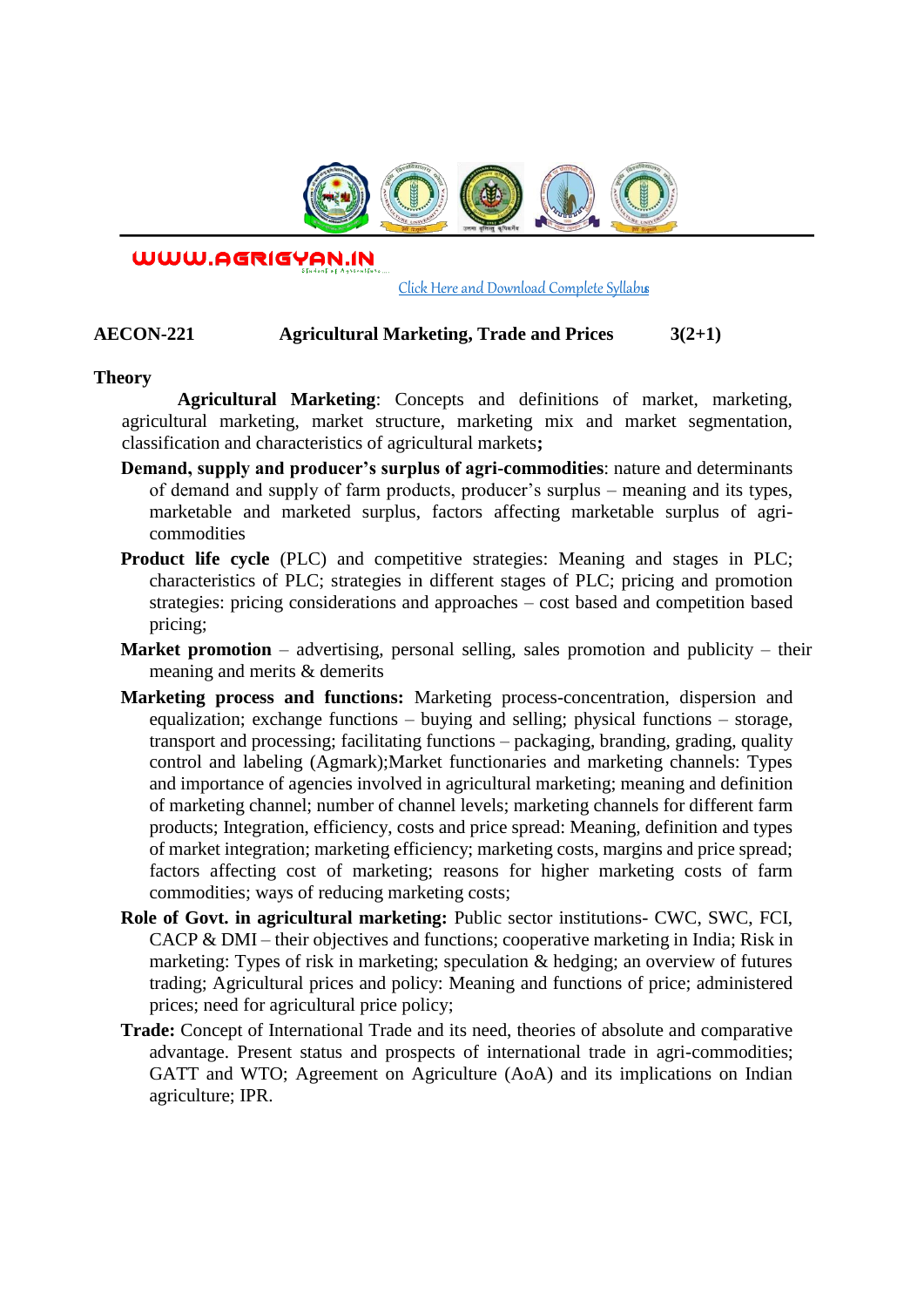WWW.AGRIGYAN.IN

Click Here and Download Complete Syllabus

**AECON-221 Agricultural Marketing, Trade and Prices 3(2+1)**

**Theory**

**Agricultural Marketing**: Concepts and definitions of market, marketing, agricultural marketing, market structure, marketing mix and market segmentation, classification and characteristics of agricultural markets**;**

**Demand, supply and producer's surplus of agri-commodities**: nature and determinants of demand and supply of farm products, producer's surplus – meaning and its types, marketable and marketed surplus, factors affecting marketable surplus of agri-commodities

**Product life cycle** (PLC) and competitive strategies: Meaning and stages in PLC; characteristics of PLC; strategies in different stages of PLC; pricing and promotion strategies: pricing considerations and approaches – cost based and competition based pricing;

**Market promotion** – advertising, personal selling, sales promotion and publicity – their meaning and merits & demerits

**Marketing process and functions:** Marketing process-concentration, dispersion and equalization; exchange functions – buying and selling; physical functions – storage, transport and processing; facilitating functions – packaging, branding, grading, quality control and labeling (Agmark);Market functionaries and marketing channels: Types and importance of agencies involved in agricultural marketing; meaning and definition of marketing channel; number of channel levels; marketing channels for different farm products; Integration, efficiency, costs and price spread: Meaning, definition and types of market integration; marketing efficiency; marketing costs, margins and price spread; factors affecting cost of marketing; reasons for higher marketing costs of farm commodities; ways of reducing marketing costs;

**Role of Govt. in agricultural marketing:** Public sector institutions- CWC, SWC, FCI, CACP & DMI – their objectives and functions; cooperative marketing in India; Risk in marketing: Types of risk in marketing; speculation & hedging; an overview of futures trading; Agricultural prices and policy: Meaning and functions of price; administered prices; need for agricultural price policy;

**Trade:** Concept of International Trade and its need, theories of absolute and comparative advantage. Present status and prospects of international trade in agri-commodities; GATT and WTO; Agreement on Agriculture (AoA) and its implications on Indian agriculture; IPR.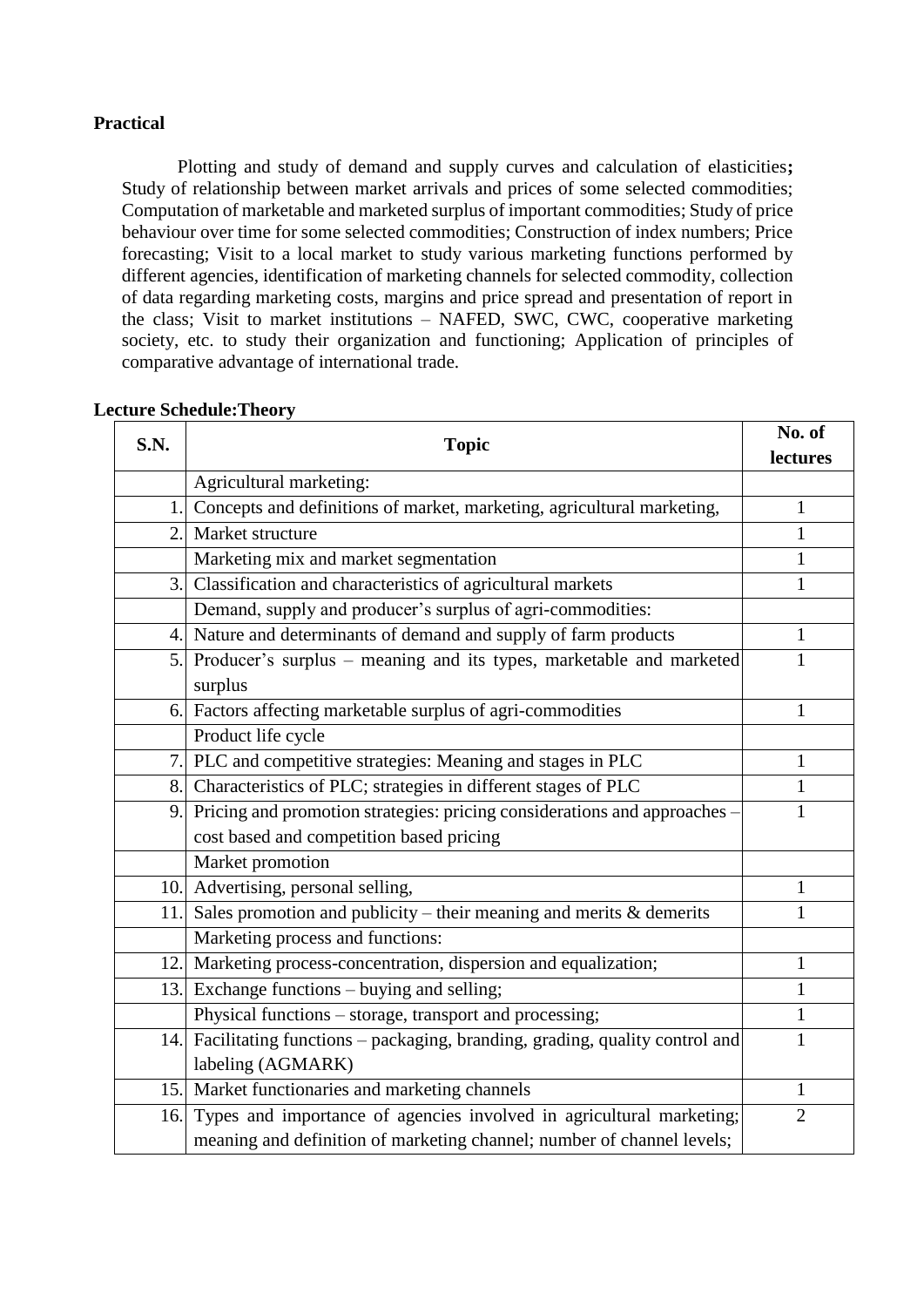**Practical**

Plotting and study of demand and supply curves and calculation of elasticities**;** Study of relationship between market arrivals and prices of some selected commodities; Computation of marketable and marketed surplus of important commodities; Study of price behaviour over time for some selected commodities; Construction of index numbers; Price forecasting; Visit to a local market to study various marketing functions performed by different agencies, identification of marketing channels for selected commodity, collection of data regarding marketing costs, margins and price spread and presentation of report in the class; Visit to market institutions – NAFED, SWC, CWC, cooperative marketing society, etc. to study their organization and functioning; Application of principles of comparative advantage of international trade.

**Lecture Schedule:Theory**

| S.N. | Topic | No. of lectures |
|---|---|---|
| | Agricultural marketing: | |
| 1. | Concepts and definitions of market, marketing, agricultural marketing, | 1 |
| 2. | Market structure | 1 |
| | Marketing mix and market segmentation | 1 |
| 3. | Classification and characteristics of agricultural markets | 1 |
| | Demand, supply and producer's surplus of agri-commodities: | |
| 4. | Nature and determinants of demand and supply of farm products | 1 |
| 5. | Producer's surplus – meaning and its types, marketable and marketed surplus | 1 |
| 6. | Factors affecting marketable surplus of agri-commodities | 1 |
| | Product life cycle | |
| 7. | PLC and competitive strategies: Meaning and stages in PLC | 1 |
| 8. | Characteristics of PLC; strategies in different stages of PLC | 1 |
| 9. | Pricing and promotion strategies: pricing considerations and approaches – cost based and competition based pricing | 1 |
| | Market promotion | |
| 10. | Advertising, personal selling, | 1 |
| 11. | Sales promotion and publicity – their meaning and merits & demerits | 1 |
| | Marketing process and functions: | |
| 12. | Marketing process-concentration, dispersion and equalization; | 1 |
| 13. | Exchange functions – buying and selling; | 1 |
| | Physical functions – storage, transport and processing; | 1 |
| 14. | Facilitating functions – packaging, branding, grading, quality control and labeling (AGMARK) | 1 |
| 15. | Market functionaries and marketing channels | 1 |
| 16. | Types and importance of agencies involved in agricultural marketing; meaning and definition of marketing channel; number of channel levels; | 2 |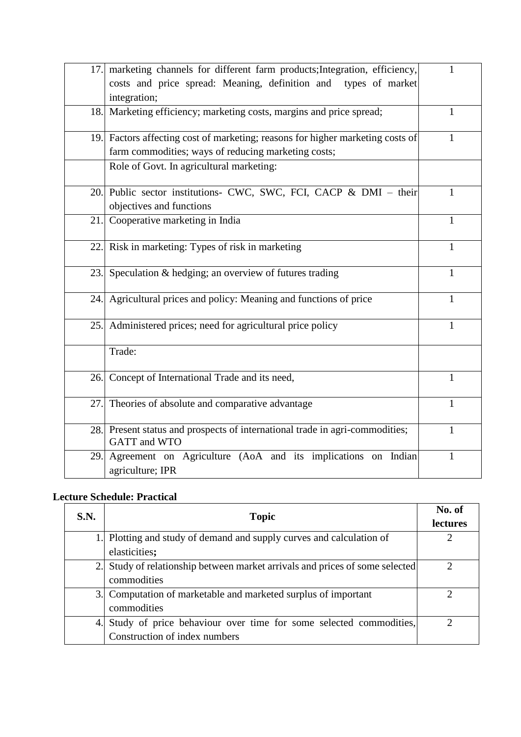| | | |
|---|---|---|
| 17. | marketing channels for different farm products;Integration, efficiency, costs and price spread: Meaning, definition and types of market integration; | 1 |
| 18. | Marketing efficiency; marketing costs, margins and price spread; | 1 |
| 19. | Factors affecting cost of marketing; reasons for higher marketing costs of farm commodities; ways of reducing marketing costs; | 1 |
| | Role of Govt. In agricultural marketing: | |
| 20. | Public sector institutions- CWC, SWC, FCI, CACP & DMI – their objectives and functions | 1 |
| 21. | Cooperative marketing in India | 1 |
| 22. | Risk in marketing: Types of risk in marketing | 1 |
| 23. | Speculation & hedging; an overview of futures trading | 1 |
| 24. | Agricultural prices and policy: Meaning and functions of price | 1 |
| 25. | Administered prices; need for agricultural price policy | 1 |
| | Trade: | |
| 26. | Concept of International Trade and its need, | 1 |
| 27. | Theories of absolute and comparative advantage | 1 |
| 28. | Present status and prospects of international trade in agri-commodities; GATT and WTO | 1 |
| 29. | Agreement on Agriculture (AoA and its implications on Indian agriculture; IPR | 1 |

**Lecture Schedule: Practical**

| S.N. | Topic | No. of lectures |
|---|---|---|
| 1. | Plotting and study of demand and supply curves and calculation of elasticities**;** | 2 |
| 2. | Study of relationship between market arrivals and prices of some selected commodities | 2 |
| 3. | Computation of marketable and marketed surplus of important commodities | 2 |
| 4. | Study of price behaviour over time for some selected commodities, Construction of index numbers | 2 |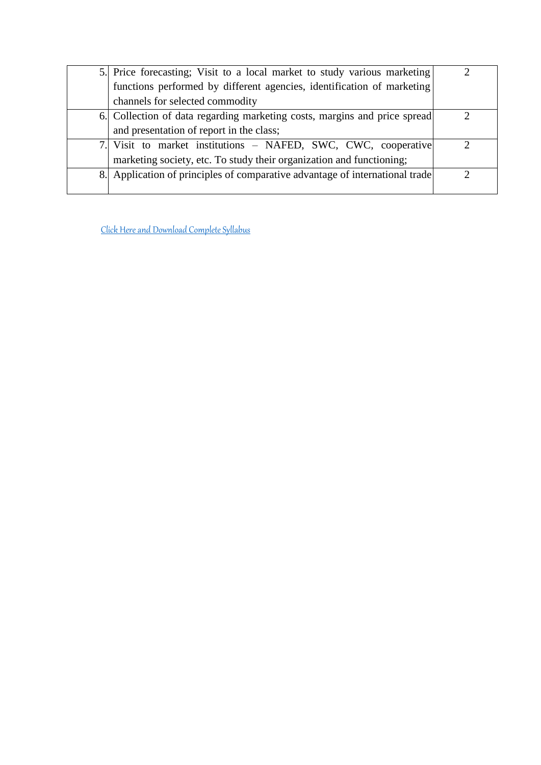| | | |
|---|---|---|
| 5. | Price forecasting; Visit to a local market to study various marketing functions performed by different agencies, identification of marketing channels for selected commodity | 2 |
| 6. | Collection of data regarding marketing costs, margins and price spread and presentation of report in the class; | 2 |
| 7. | Visit to market institutions – NAFED, SWC, CWC, cooperative marketing society, etc. To study their organization and functioning; | 2 |
| 8. | Application of principles of comparative advantage of international trade | 2 |

Click Here and Download Complete Syllabus